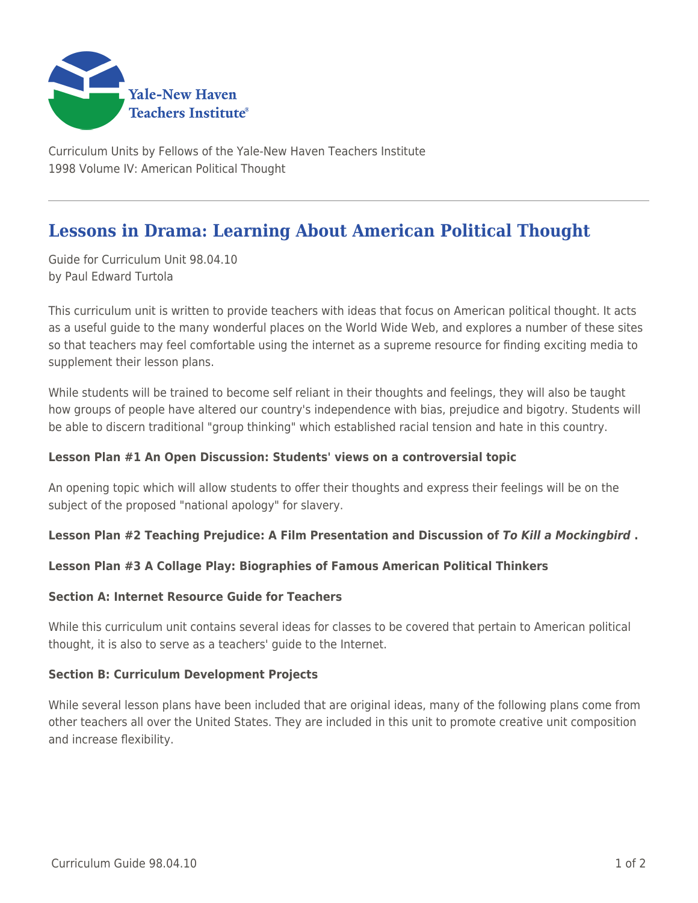Yale-New Haven Teachers Institute

Curriculum Units by Fellows of the Yale-New Haven Teachers Institute
1998 Volume IV: American Political Thought

# Lessons in Drama: Learning About American Political Thought

Guide for Curriculum Unit 98.04.10
by Paul Edward Turtola

This curriculum unit is written to provide teachers with ideas that focus on American political thought. It acts as a useful guide to the many wonderful places on the World Wide Web, and explores a number of these sites so that teachers may feel comfortable using the internet as a supreme resource for finding exciting media to supplement their lesson plans.

While students will be trained to become self reliant in their thoughts and feelings, they will also be taught how groups of people have altered our country's independence with bias, prejudice and bigotry. Students will be able to discern traditional "group thinking" which established racial tension and hate in this country.

**Lesson Plan #1 An Open Discussion: Students' views on a controversial topic**

An opening topic which will allow students to offer their thoughts and express their feelings will be on the subject of the proposed "national apology" for slavery.

**Lesson Plan #2 Teaching Prejudice: A Film Presentation and Discussion of *To Kill a Mockingbird* .**

**Lesson Plan #3 A Collage Play: Biographies of Famous American Political Thinkers**

**Section A: Internet Resource Guide for Teachers**

While this curriculum unit contains several ideas for classes to be covered that pertain to American political thought, it is also to serve as a teachers' guide to the Internet.

**Section B: Curriculum Development Projects**

While several lesson plans have been included that are original ideas, many of the following plans come from other teachers all over the United States. They are included in this unit to promote creative unit composition and increase flexibility.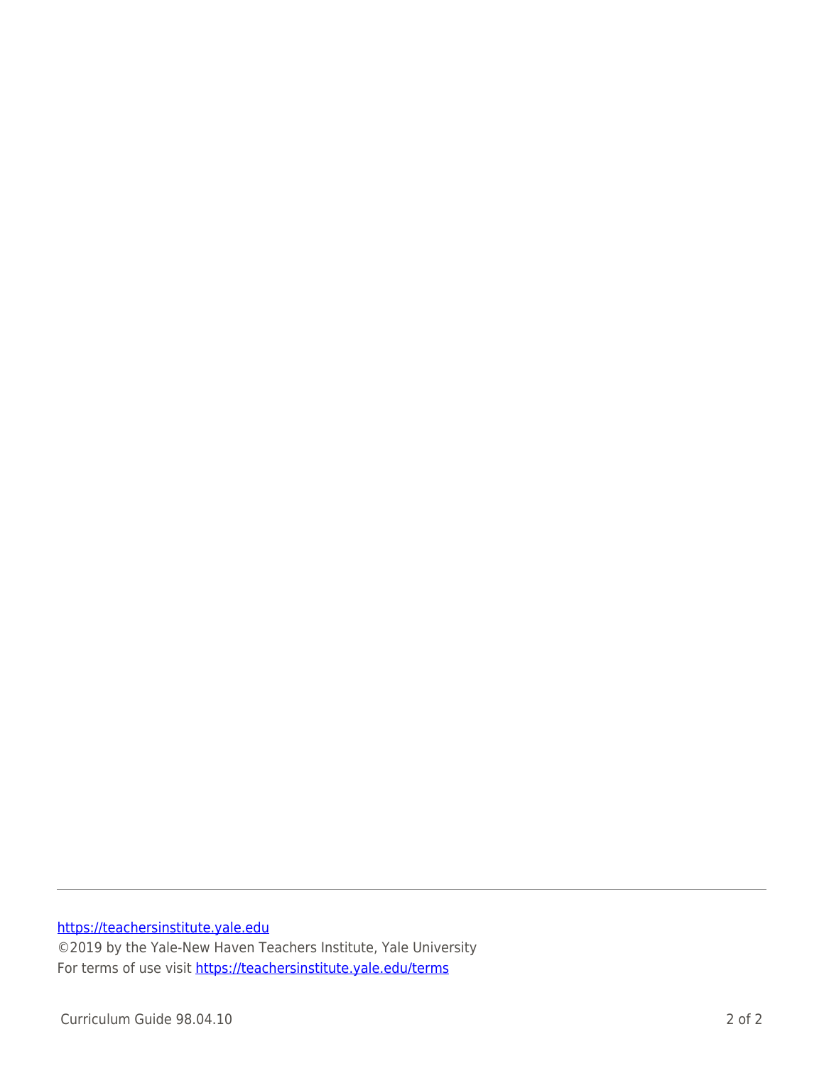https://teachersinstitute.yale.edu

©2019 by the Yale-New Haven Teachers Institute, Yale University

For terms of use visit https://teachersinstitute.yale.edu/terms